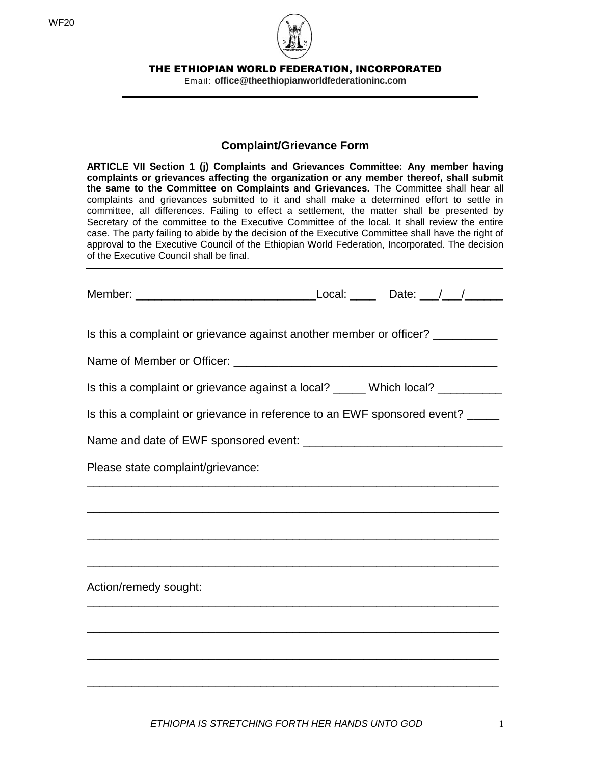WF20

THE ETHIOPIAN WORLD FEDERATION, INCORPORATED

Email: **office@theethiopianworldfederationinc.com**

## Complaint/Grievance Form

**ARTICLE VII Section 1 (j) Complaints and Grievances Committee: Any member having complaints or grievances affecting the organization or any member thereof, shall submit the same to the Committee on Complaints and Grievances.** The Committee shall hear all complaints and grievances submitted to it and shall make a determined effort to settle in committee, all differences. Failing to effect a settlement, the matter shall be presented by Secretary of the committee to the Executive Committee of the local. It shall review the entire case. The party failing to abide by the decision of the Executive Committee shall have the right of approval to the Executive Council of the Ethiopian World Federation, Incorporated. The decision of the Executive Council shall be final.

---

Member: ____________________________Local: ____ Date: ___/___/______

Is this a complaint or grievance against another member or officer? __________

Name of Member or Officer: _________________________________________

Is this a complaint or grievance against a local? _____ Which local? __________

Is this a complaint or grievance in reference to an EWF sponsored event? _____

Name and date of EWF sponsored event: _______________________________

Please state complaint/grievance:

_________________________________________________________________

_________________________________________________________________

_________________________________________________________________

_________________________________________________________________

Action/remedy sought:

_________________________________________________________________

_________________________________________________________________

_________________________________________________________________

_________________________________________________________________

*ETHIOPIA IS STRETCHING FORTH HER HANDS UNTO GOD*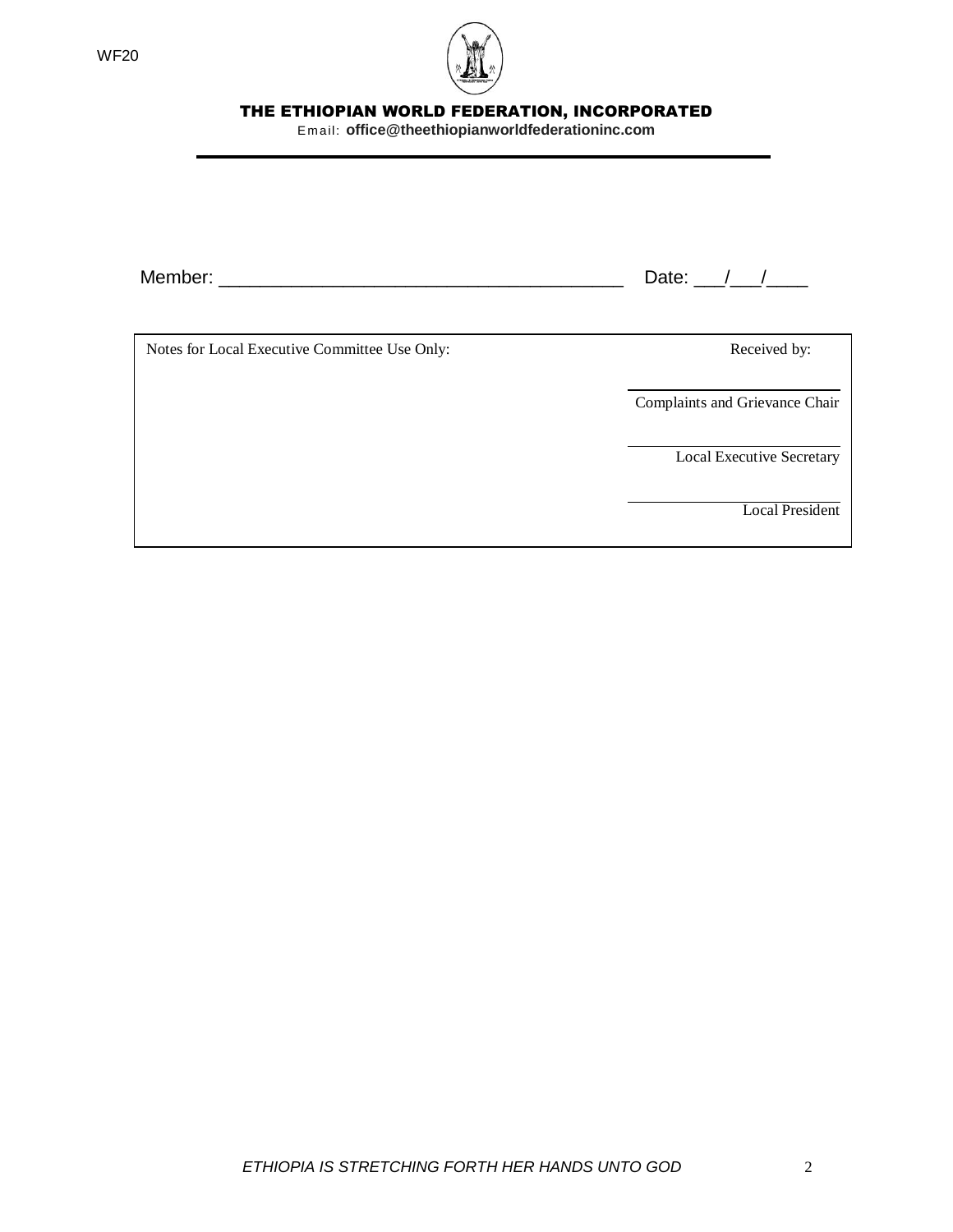WF20

# THE ETHIOPIAN WORLD FEDERATION, INCORPORATED

Email: **office@theethiopianworldfederationinc.com**

Member: ______________________________________ Date: ___/___/____

| | |
|---|---|
| Notes for Local Executive Committee Use Only: | Received by: |
| | ______________________ Complaints and Grievance Chair |
| | ______________________ Local Executive Secretary |
| | ______________________ Local President |

*ETHIOPIA IS STRETCHING FORTH HER HANDS UNTO GOD*